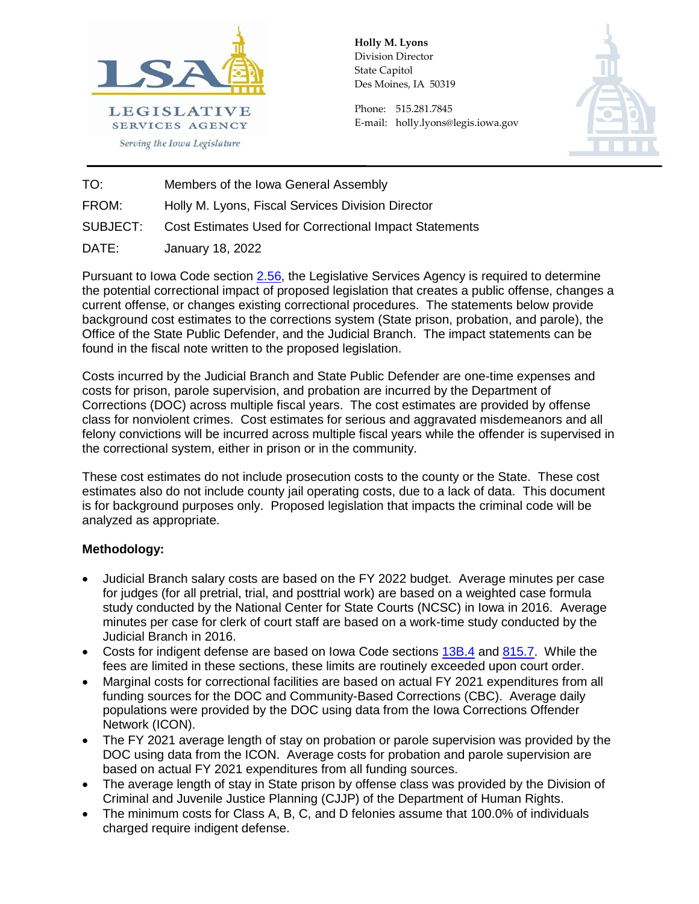**Holly M. Lyons**
Division Director
State Capitol
Des Moines, IA 50319

Phone: 515.281.7845
E-mail: holly.lyons@legis.iowa.gov

LEGISLATIVE SERVICES AGENCY
*Serving the Iowa Legislature*

---

| | |
|---|---|
| TO: | Members of the Iowa General Assembly |
| FROM: | Holly M. Lyons, Fiscal Services Division Director |
| SUBJECT: | Cost Estimates Used for Correctional Impact Statements |
| DATE: | January 18, 2022 |

Pursuant to Iowa Code section 2.56, the Legislative Services Agency is required to determine the potential correctional impact of proposed legislation that creates a public offense, changes a current offense, or changes existing correctional procedures. The statements below provide background cost estimates to the corrections system (State prison, probation, and parole), the Office of the State Public Defender, and the Judicial Branch. The impact statements can be found in the fiscal note written to the proposed legislation.

Costs incurred by the Judicial Branch and State Public Defender are one-time expenses and costs for prison, parole supervision, and probation are incurred by the Department of Corrections (DOC) across multiple fiscal years. The cost estimates are provided by offense class for nonviolent crimes. Cost estimates for serious and aggravated misdemeanors and all felony convictions will be incurred across multiple fiscal years while the offender is supervised in the correctional system, either in prison or in the community.

These cost estimates do not include prosecution costs to the county or the State. These cost estimates also do not include county jail operating costs, due to a lack of data. This document is for background purposes only. Proposed legislation that impacts the criminal code will be analyzed as appropriate.

**Methodology:**

- Judicial Branch salary costs are based on the FY 2022 budget. Average minutes per case for judges (for all pretrial, trial, and posttrial work) are based on a weighted case formula study conducted by the National Center for State Courts (NCSC) in Iowa in 2016. Average minutes per case for clerk of court staff are based on a work-time study conducted by the Judicial Branch in 2016.
- Costs for indigent defense are based on Iowa Code sections 13B.4 and 815.7. While the fees are limited in these sections, these limits are routinely exceeded upon court order.
- Marginal costs for correctional facilities are based on actual FY 2021 expenditures from all funding sources for the DOC and Community-Based Corrections (CBC). Average daily populations were provided by the DOC using data from the Iowa Corrections Offender Network (ICON).
- The FY 2021 average length of stay on probation or parole supervision was provided by the DOC using data from the ICON. Average costs for probation and parole supervision are based on actual FY 2021 expenditures from all funding sources.
- The average length of stay in State prison by offense class was provided by the Division of Criminal and Juvenile Justice Planning (CJJP) of the Department of Human Rights.
- The minimum costs for Class A, B, C, and D felonies assume that 100.0% of individuals charged require indigent defense.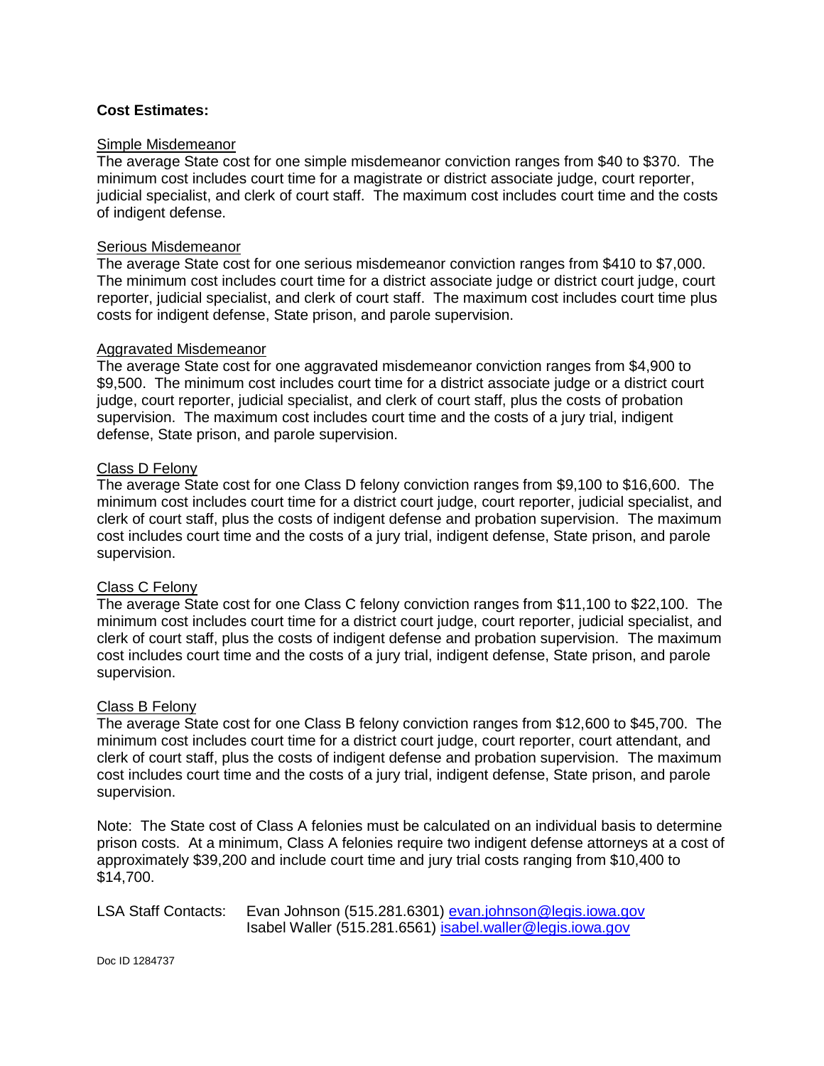**Cost Estimates:**

Simple Misdemeanor
The average State cost for one simple misdemeanor conviction ranges from $40 to $370. The minimum cost includes court time for a magistrate or district associate judge, court reporter, judicial specialist, and clerk of court staff. The maximum cost includes court time and the costs of indigent defense.

Serious Misdemeanor
The average State cost for one serious misdemeanor conviction ranges from $410 to $7,000. The minimum cost includes court time for a district associate judge or district court judge, court reporter, judicial specialist, and clerk of court staff. The maximum cost includes court time plus costs for indigent defense, State prison, and parole supervision.

Aggravated Misdemeanor
The average State cost for one aggravated misdemeanor conviction ranges from $4,900 to $9,500. The minimum cost includes court time for a district associate judge or a district court judge, court reporter, judicial specialist, and clerk of court staff, plus the costs of probation supervision. The maximum cost includes court time and the costs of a jury trial, indigent defense, State prison, and parole supervision.

Class D Felony
The average State cost for one Class D felony conviction ranges from $9,100 to $16,600. The minimum cost includes court time for a district court judge, court reporter, judicial specialist, and clerk of court staff, plus the costs of indigent defense and probation supervision. The maximum cost includes court time and the costs of a jury trial, indigent defense, State prison, and parole supervision.

Class C Felony
The average State cost for one Class C felony conviction ranges from $11,100 to $22,100. The minimum cost includes court time for a district court judge, court reporter, judicial specialist, and clerk of court staff, plus the costs of indigent defense and probation supervision. The maximum cost includes court time and the costs of a jury trial, indigent defense, State prison, and parole supervision.

Class B Felony
The average State cost for one Class B felony conviction ranges from $12,600 to $45,700. The minimum cost includes court time for a district court judge, court reporter, court attendant, and clerk of court staff, plus the costs of indigent defense and probation supervision. The maximum cost includes court time and the costs of a jury trial, indigent defense, State prison, and parole supervision.

Note: The State cost of Class A felonies must be calculated on an individual basis to determine prison costs. At a minimum, Class A felonies require two indigent defense attorneys at a cost of approximately $39,200 and include court time and jury trial costs ranging from $10,400 to $14,700.

LSA Staff Contacts: Evan Johnson (515.281.6301) evan.johnson@legis.iowa.gov
Isabel Waller (515.281.6561) isabel.waller@legis.iowa.gov

Doc ID 1284737